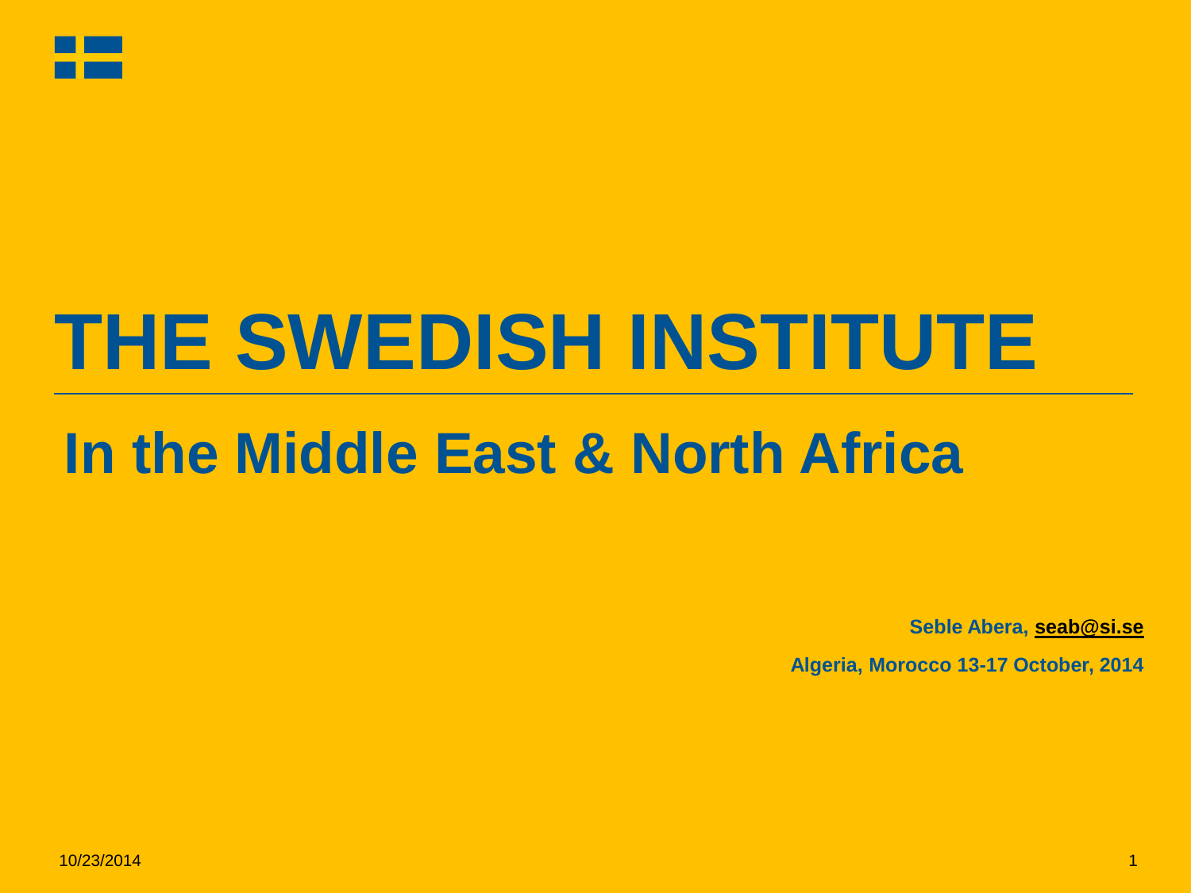# THE SWEDISH INSTITUTE

## In the Middle East & North Africa

**Seble Abera, seab@si.se**

**Algeria, Morocco 13-17 October, 2014**

10/23/2014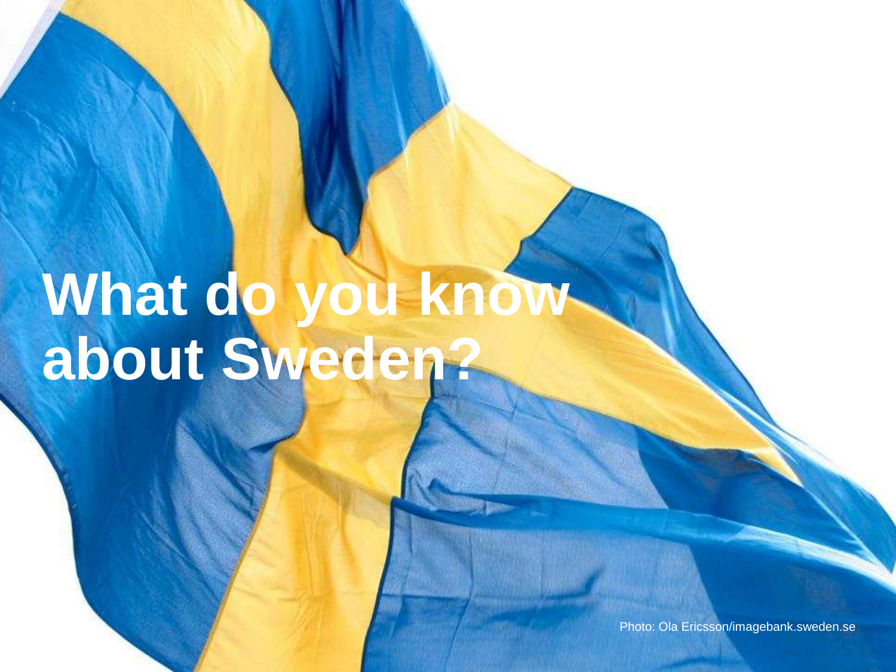# What do you know about Sweden?

Photo: Ola Ericsson/imagebank.sweden.se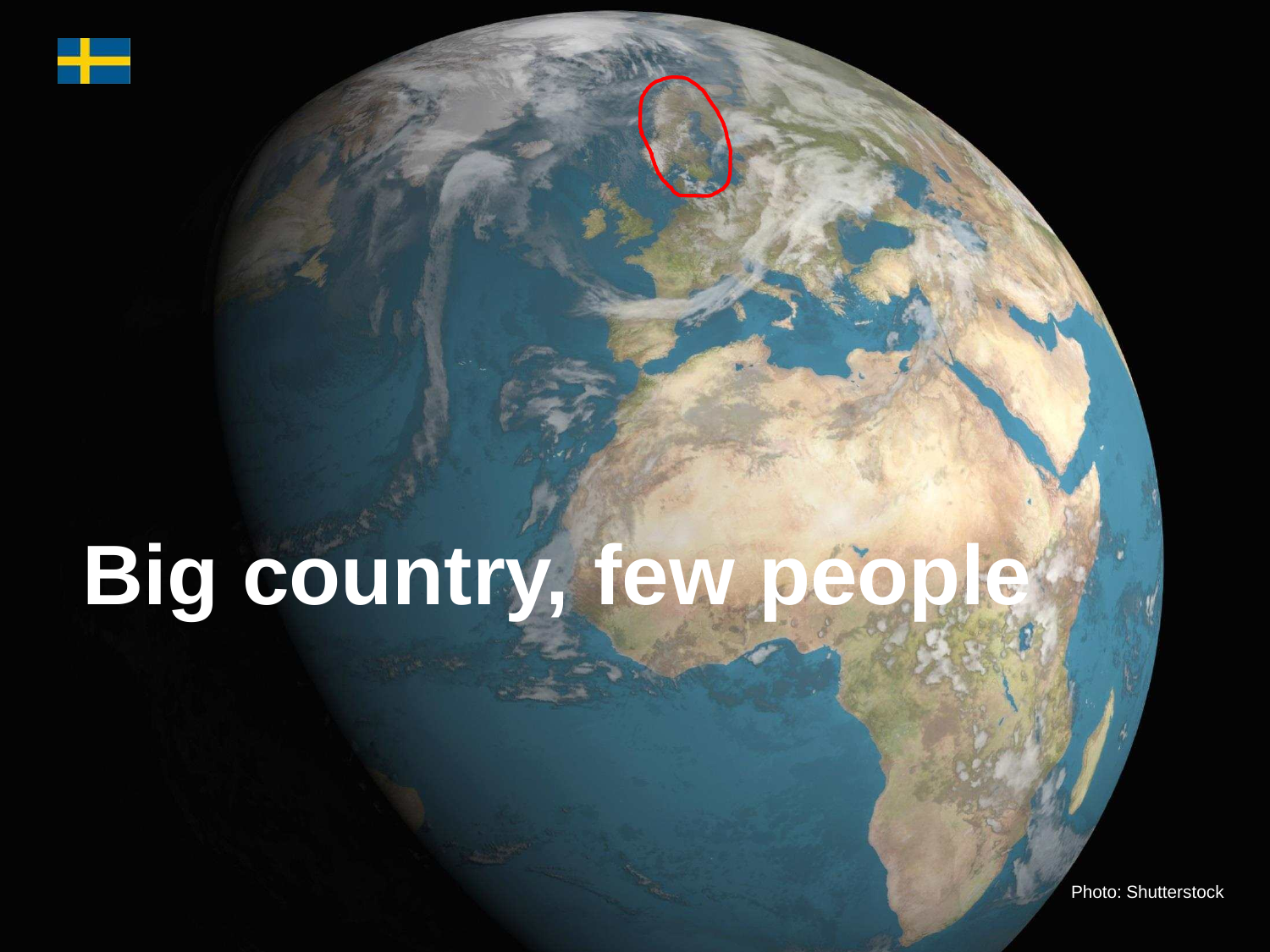# Big country, few people

Photo: Shutterstock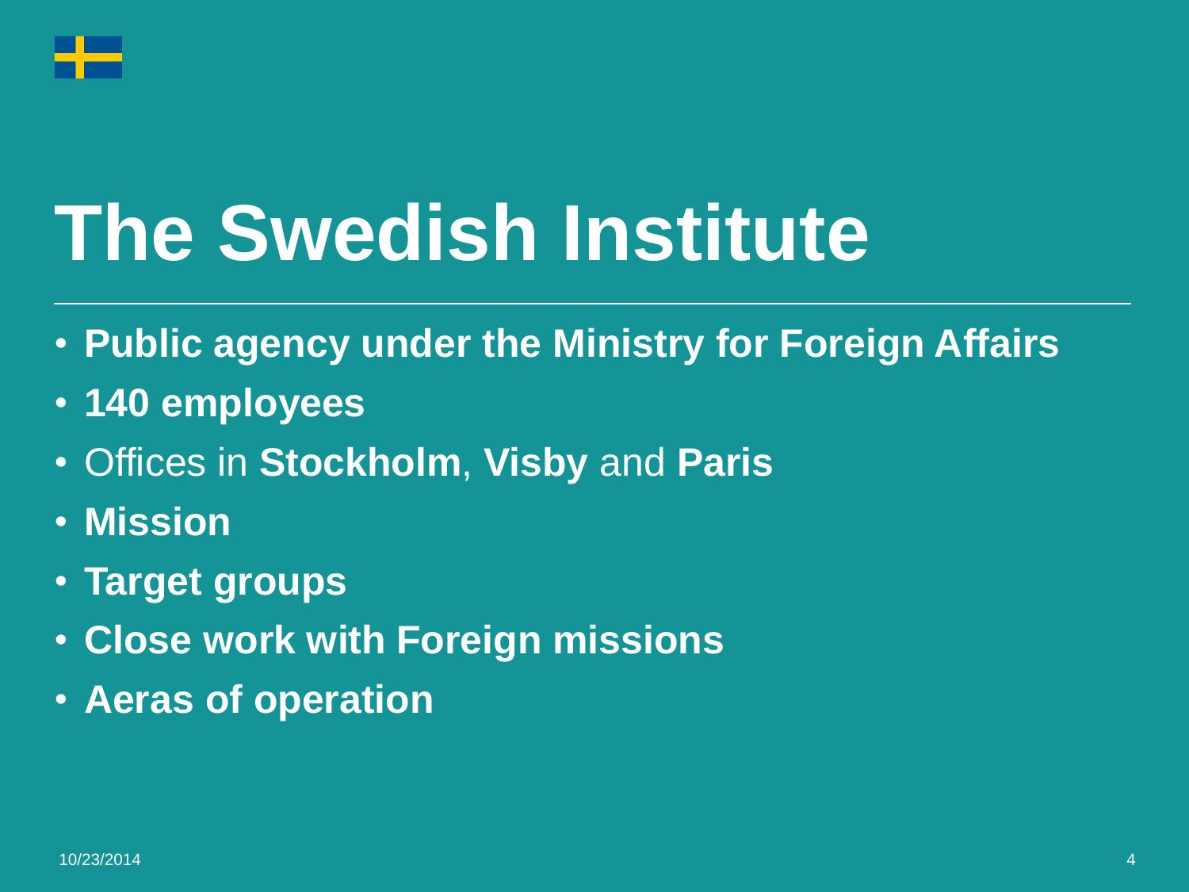# The Swedish Institute

- **Public agency under the Ministry for Foreign Affairs**
- **140 employees**
- Offices in **Stockholm**, **Visby** and **Paris**
- **Mission**
- **Target groups**
- **Close work with Foreign missions**
- **Aeras of operation**

10/23/2014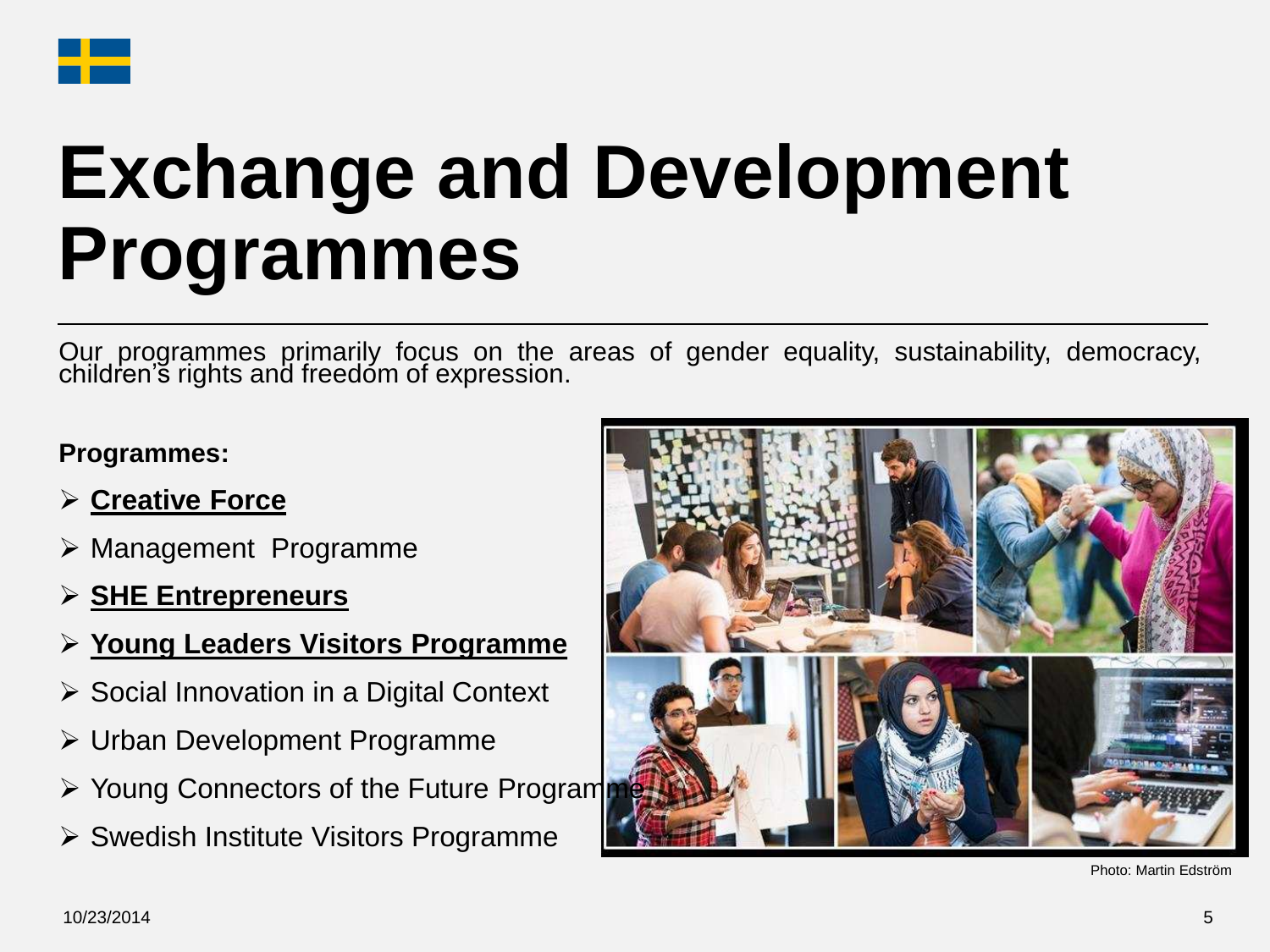# Exchange and Development Programmes

Our programmes primarily focus on the areas of gender equality, sustainability, democracy, children's rights and freedom of expression.

**Programmes:**

- **Creative Force**
- Management Programme
- **SHE Entrepreneurs**
- **Young Leaders Visitors Programme**
- Social Innovation in a Digital Context
- Urban Development Programme
- Young Connectors of the Future Programme
- Swedish Institute Visitors Programme

Photo: Martin Edström

10/23/2014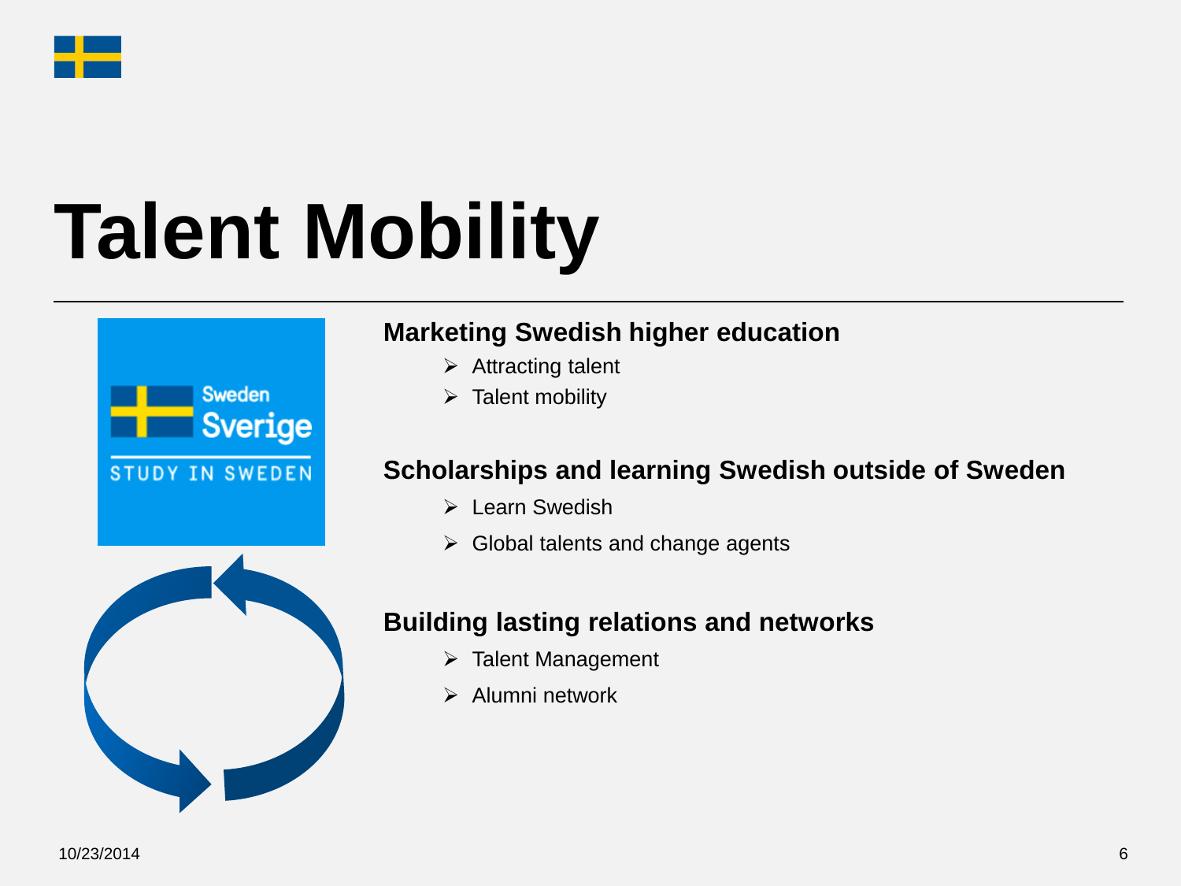# Talent Mobility

**Marketing Swedish higher education**

- Attracting talent
- Talent mobility

**Scholarships and learning Swedish outside of Sweden**

- Learn Swedish
- Global talents and change agents

**Building lasting relations and networks**

- Talent Management
- Alumni network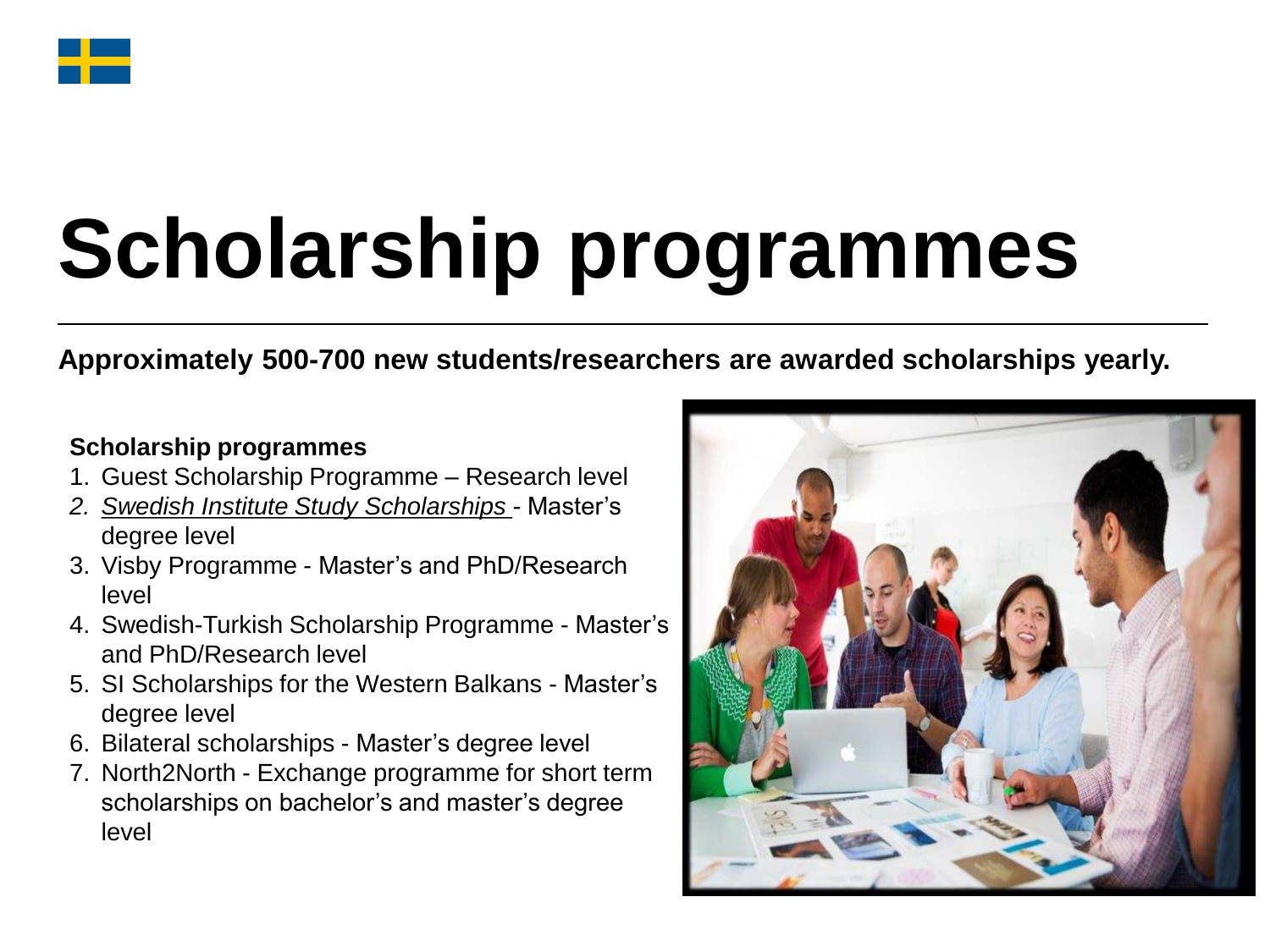# Scholarship programmes

**Approximately 500-700 new students/researchers are awarded scholarships yearly.**

**Scholarship programmes**

1. Guest Scholarship Programme – Research level
2. *Swedish Institute Study Scholarships* - Master's degree level
3. Visby Programme - Master's and PhD/Research level
4. Swedish-Turkish Scholarship Programme - Master's and PhD/Research level
5. SI Scholarships for the Western Balkans - Master's degree level
6. Bilateral scholarships - Master's degree level
7. North2North - Exchange programme for short term scholarships on bachelor's and master's degree level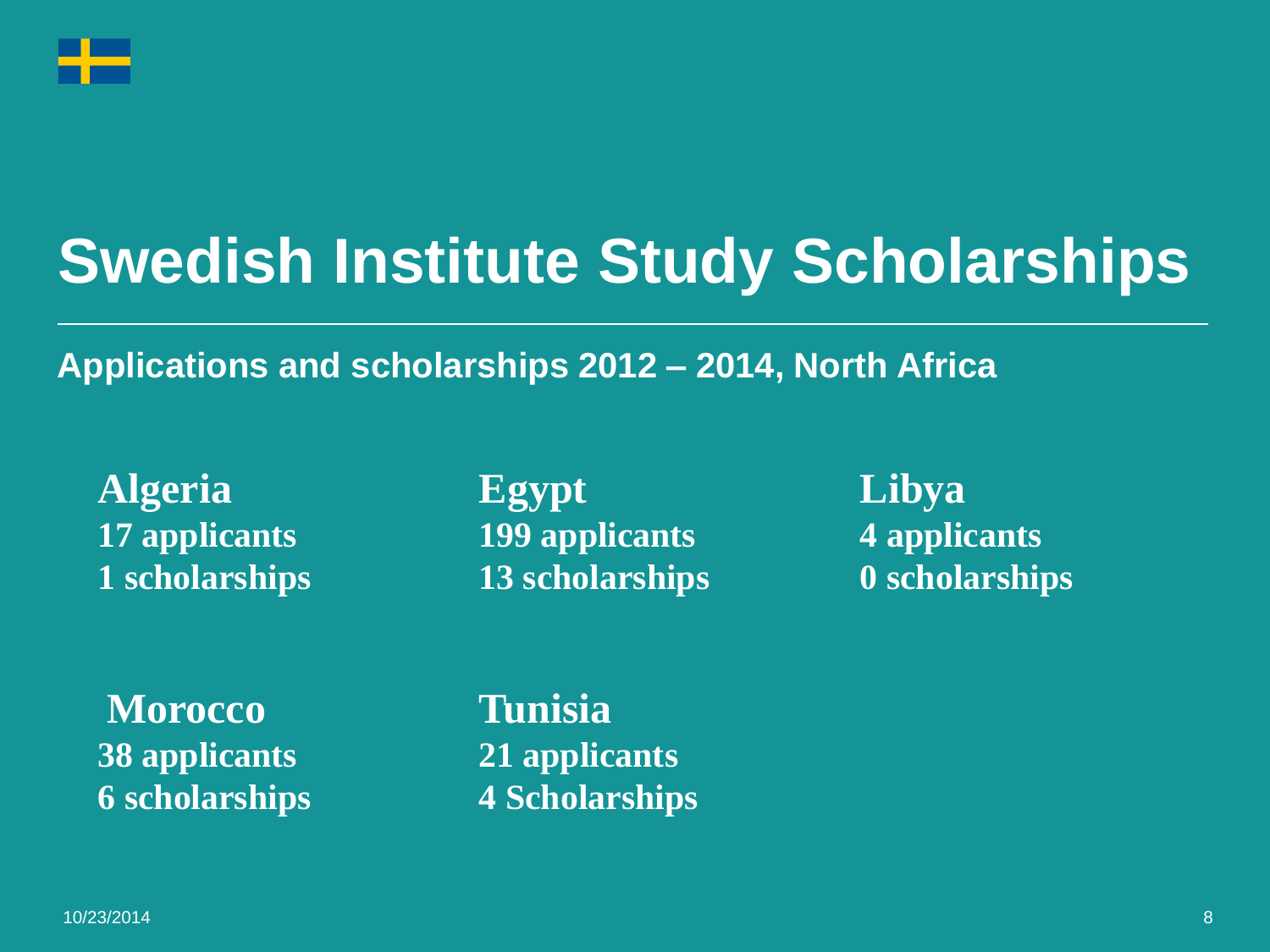# Swedish Institute Study Scholarships

**Applications and scholarships 2012 – 2014, North Africa**

**Algeria**
**17 applicants**
**1 scholarships**

**Egypt**
**199 applicants**
**13 scholarships**

**Libya**
**4 applicants**
**0 scholarships**

**Morocco**
**38 applicants**
**6 scholarships**

**Tunisia**
**21 applicants**
**4 Scholarships**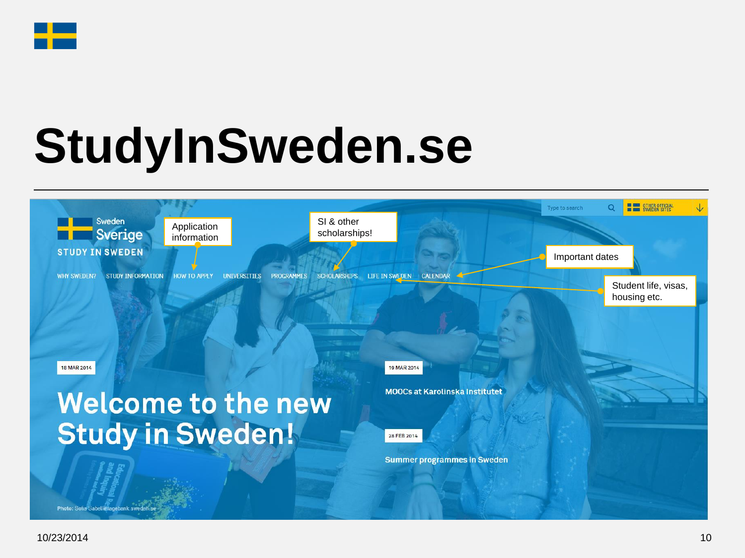# StudyInSweden.se

Application information

SI & other scholarships!

Important dates

Student life, visas, housing etc.

Sweden Sverige

STUDY IN SWEDEN

WHY SWEDEN? STUDY INFORMATION HOW TO APPLY UNIVERSITIES PROGRAMMES SCHOLARSHIPS LIFE IN SWEDEN CALENDAR

Type to search

OTHER OFFICIAL SWEDEN SITES

18 MAR 2014

Welcome to the new Study in Sweden!

19 MAR 2014

MOOCs at Karolinska Institutet

28 FEB 2014

Summer programmes in Sweden

Photo: Sofia Sabel/imagebank.sweden.se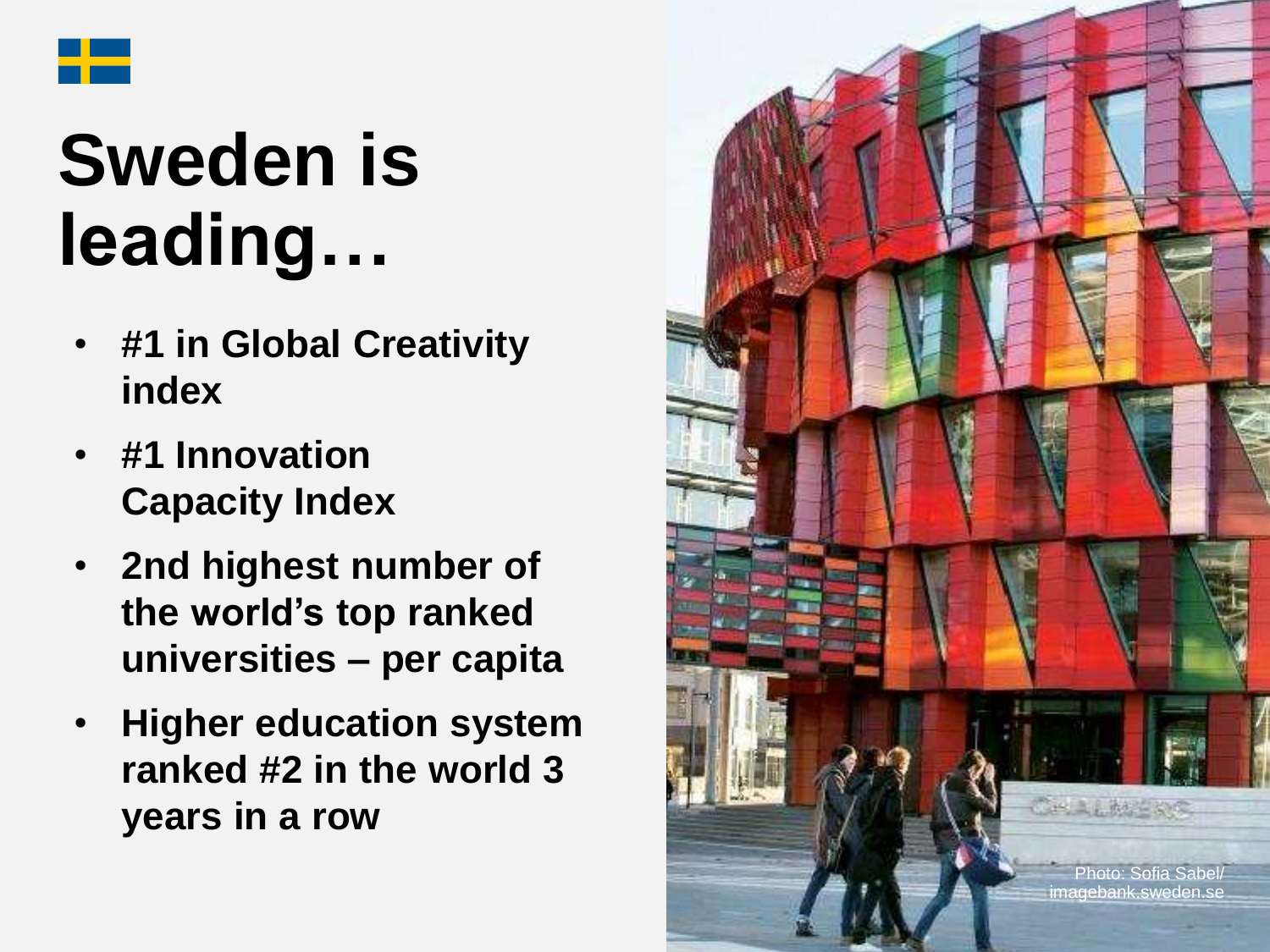# Sweden is leading…

- **#1 in Global Creativity index**
- **#1 Innovation Capacity Index**
- **2nd highest number of the world's top ranked universities – per capita**
- **Higher education system ranked #2 in the world 3 years in a row**

Photo: Sofia Sabel/ imagebank.sweden.se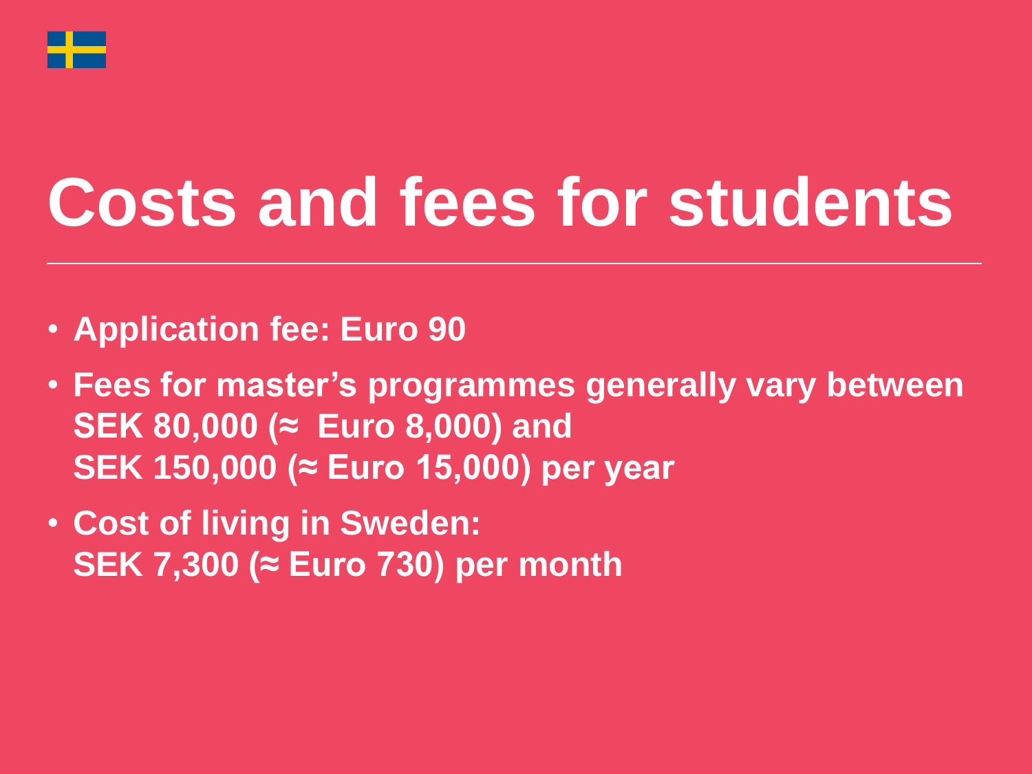# Costs and fees for students

- **Application fee: Euro 90**
- **Fees for master's programmes generally vary between SEK 80,000 (≈ Euro 8,000) and SEK 150,000 (≈ Euro 15,000) per year**
- **Cost of living in Sweden: SEK 7,300 (≈ Euro 730) per month**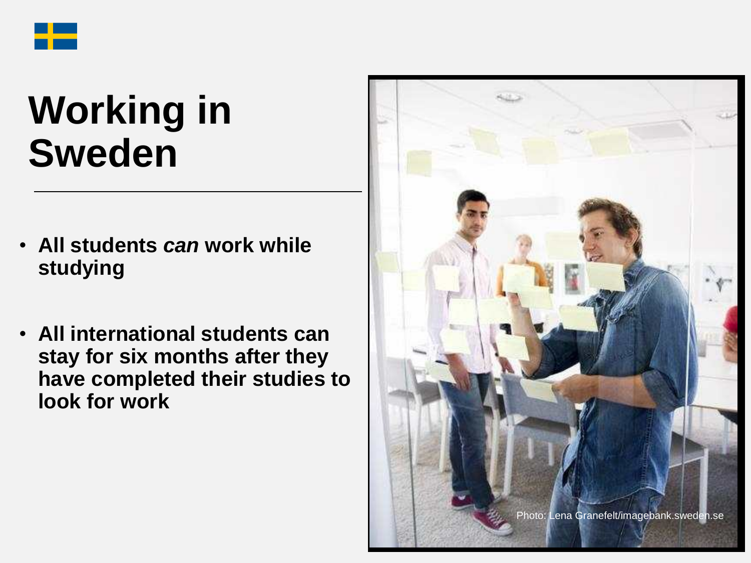# Working in Sweden

- **All students *can* work while studying**

- **All international students can stay for six months after they have completed their studies to look for work**

Photo: Lena Granefelt/imagebank.sweden.se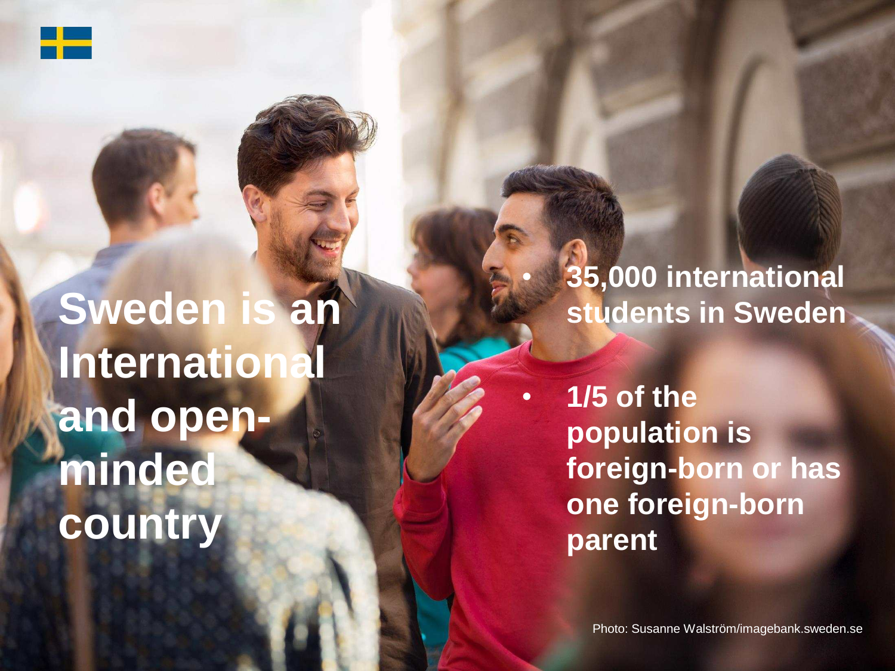# Sweden is an International and open-minded country

- 35,000 international students in Sweden
- 1/5 of the population is foreign-born or has one foreign-born parent

Photo: Susanne Walström/imagebank.sweden.se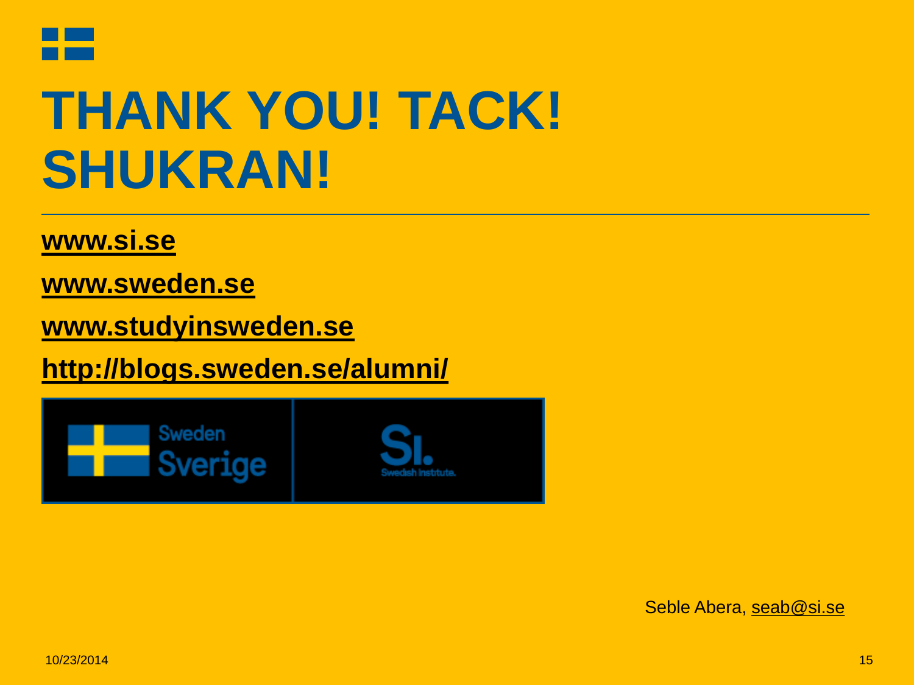# THANK YOU! TACK! SHUKRAN!

**www.si.se**

**www.sweden.se**

**www.studyinsweden.se**

**http://blogs.sweden.se/alumni/**

Sweden Sverige

SI. Swedish Institute.

Seble Abera, seab@si.se

10/23/2014